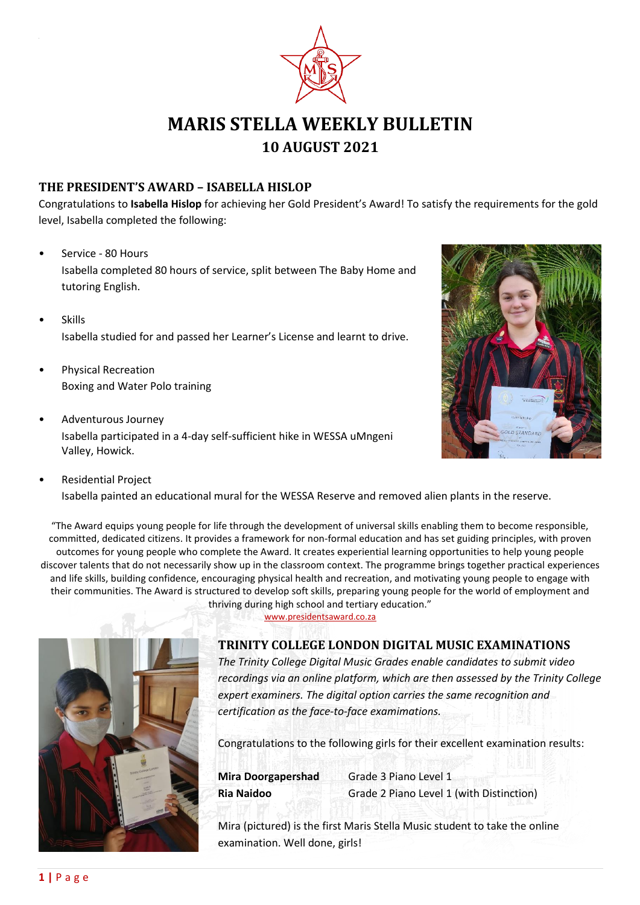# MARIS STELLA WEEKLY BULLETIN

## 10 AUGUST 2021

### THE PRESIDENT'S AWARD – ISABELLA HISLOP

Congratulations to **Isabella Hislop** for achieving her Gold President's Award! To satisfy the requirements for the gold level, Isabella completed the following:

- Service - 80 Hours
  Isabella completed 80 hours of service, split between The Baby Home and tutoring English.
- Skills
  Isabella studied for and passed her Learner's License and learnt to drive.
- Physical Recreation
  Boxing and Water Polo training
- Adventurous Journey
  Isabella participated in a 4-day self-sufficient hike in WESSA uMngeni Valley, Howick.
- Residential Project
  Isabella painted an educational mural for the WESSA Reserve and removed alien plants in the reserve.

"The Award equips young people for life through the development of universal skills enabling them to become responsible, committed, dedicated citizens. It provides a framework for non-formal education and has set guiding principles, with proven outcomes for young people who complete the Award. It creates experiential learning opportunities to help young people discover talents that do not necessarily show up in the classroom context. The programme brings together practical experiences and life skills, building confidence, encouraging physical health and recreation, and motivating young people to engage with their communities. The Award is structured to develop soft skills, preparing young people for the world of employment and thriving during high school and tertiary education."
www.presidentsaward.co.za

### TRINITY COLLEGE LONDON DIGITAL MUSIC EXAMINATIONS

*The Trinity College Digital Music Grades enable candidates to submit video recordings via an online platform, which are then assessed by the Trinity College expert examiners. The digital option carries the same recognition and certification as the face-to-face examimations.*

Congratulations to the following girls for their excellent examination results:

| | |
|---|---|
| **Mira Doorgapershad** | Grade 3 Piano Level 1 |
| **Ria Naidoo** | Grade 2 Piano Level 1 (with Distinction) |

Mira (pictured) is the first Maris Stella Music student to take the online examination. Well done, girls!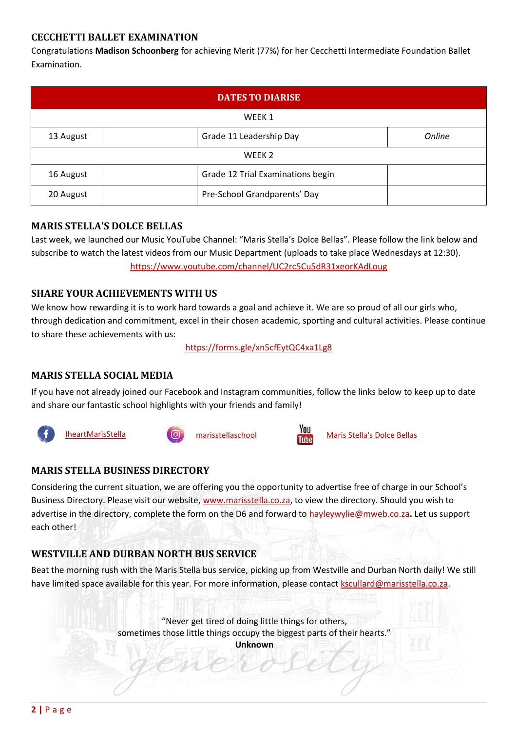## CECCHETTI BALLET EXAMINATION

Congratulations **Madison Schoonberg** for achieving Merit (77%) for her Cecchetti Intermediate Foundation Ballet Examination.

| DATES TO DIARISE | | | |
|---|---|---|---|
| WEEK 1 | | | |
| 13 August | | Grade 11 Leadership Day | *Online* |
| WEEK 2 | | | |
| 16 August | | Grade 12 Trial Examinations begin | |
| 20 August | | Pre-School Grandparents' Day | |

## MARIS STELLA'S DOLCE BELLAS

Last week, we launched our Music YouTube Channel: "Maris Stella's Dolce Bellas". Please follow the link below and subscribe to watch the latest videos from our Music Department (uploads to take place Wednesdays at 12:30).

https://www.youtube.com/channel/UC2rc5Cu5dR31xeorKAdLoug

## SHARE YOUR ACHIEVEMENTS WITH US

We know how rewarding it is to work hard towards a goal and achieve it. We are so proud of all our girls who, through dedication and commitment, excel in their chosen academic, sporting and cultural activities. Please continue to share these achievements with us:

https://forms.gle/xn5cfEytQC4xa1Lg8

## MARIS STELLA SOCIAL MEDIA

If you have not already joined our Facebook and Instagram communities, follow the links below to keep up to date and share our fantastic school highlights with your friends and family!

IheartMarisStella    marisstellaschool    Maris Stella's Dolce Bellas

## MARIS STELLA BUSINESS DIRECTORY

Considering the current situation, we are offering you the opportunity to advertise free of charge in our School's Business Directory. Please visit our website, www.marisstella.co.za, to view the directory. Should you wish to advertise in the directory, complete the form on the D6 and forward to hayleywylie@mweb.co.za**.** Let us support each other!

## WESTVILLE AND DURBAN NORTH BUS SERVICE

Beat the morning rush with the Maris Stella bus service, picking up from Westville and Durban North daily! We still have limited space available for this year. For more information, please contact kscullard@marisstella.co.za.

"Never get tired of doing little things for others,
sometimes those little things occupy the biggest parts of their hearts."
**Unknown**